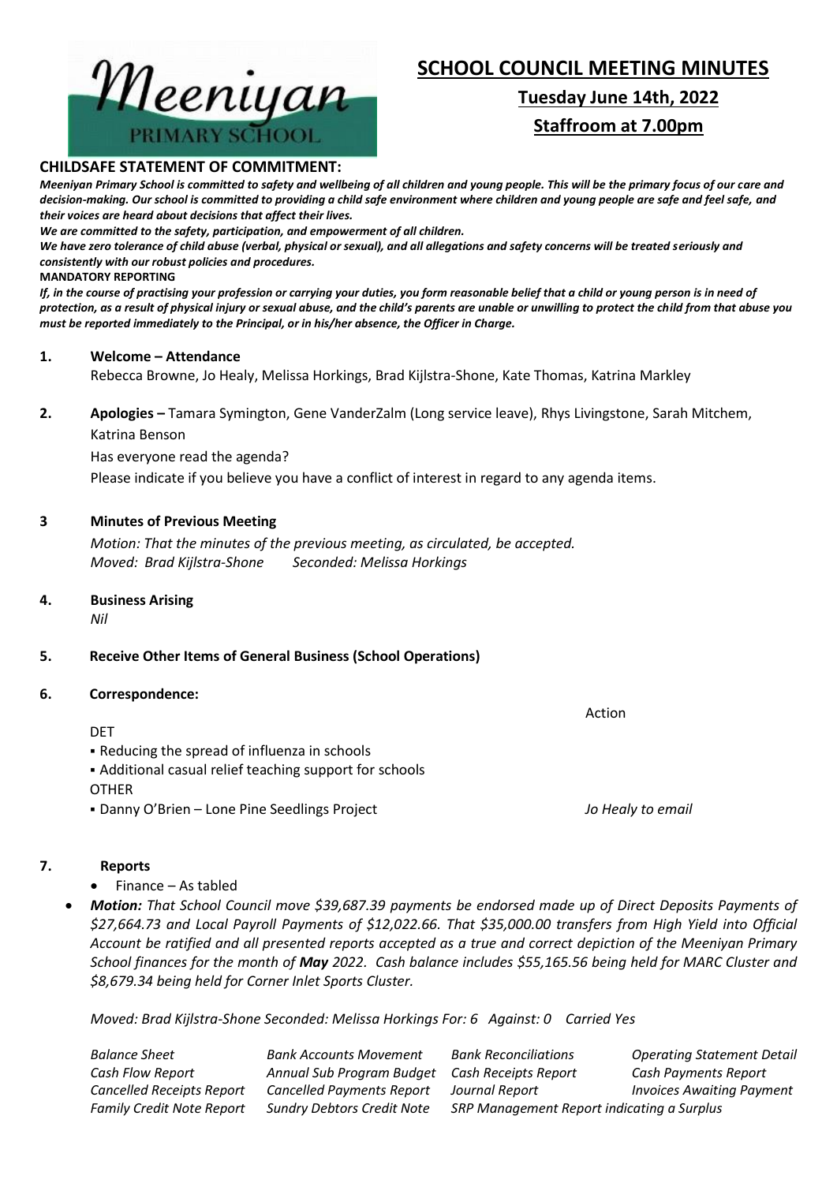Meeniyan PRIMARY SCHOOL

# SCHOOL COUNCIL MEETING MINUTES

**Tuesday June 14th, 2022**

**Staffroom at 7.00pm**

**CHILDSAFE STATEMENT OF COMMITMENT:**

***Meeniyan Primary School is committed to safety and wellbeing of all children and young people. This will be the primary focus of our care and decision-making. Our school is committed to providing a child safe environment where children and young people are safe and feel safe, and their voices are heard about decisions that affect their lives.***

***We are committed to the safety, participation, and empowerment of all children.***

***We have zero tolerance of child abuse (verbal, physical or sexual), and all allegations and safety concerns will be treated seriously and consistently with our robust policies and procedures.***

**MANDATORY REPORTING**

***If, in the course of practising your profession or carrying your duties, you form reasonable belief that a child or young person is in need of protection, as a result of physical injury or sexual abuse, and the child's parents are unable or unwilling to protect the child from that abuse you must be reported immediately to the Principal, or in his/her absence, the Officer in Charge.***

**1. Welcome – Attendance**

Rebecca Browne, Jo Healy, Melissa Horkings, Brad Kijlstra-Shone, Kate Thomas, Katrina Markley

**2. Apologies –** Tamara Symington, Gene VanderZalm (Long service leave), Rhys Livingstone, Sarah Mitchem, Katrina Benson

Has everyone read the agenda?

Please indicate if you believe you have a conflict of interest in regard to any agenda items.

**3 Minutes of Previous Meeting**

*Motion: That the minutes of the previous meeting, as circulated, be accepted.*
*Moved: Brad Kijlstra-Shone Seconded: Melissa Horkings*

**4. Business Arising**

*Nil*

**5. Receive Other Items of General Business (School Operations)**

**6. Correspondence:**

| | Action |
|---|---|
| DET | |
| ▪ Reducing the spread of influenza in schools | |
| ▪ Additional casual relief teaching support for schools | |
| OTHER | |
| ▪ Danny O'Brien – Lone Pine Seedlings Project | *Jo Healy to email* |

**7. Reports**

- Finance – As tabled
- ***Motion:*** *That School Council move $39,687.39 payments be endorsed made up of Direct Deposits Payments of $27,664.73 and Local Payroll Payments of $12,022.66. That $35,000.00 transfers from High Yield into Official Account be ratified and all presented reports accepted as a true and correct depiction of the Meeniyan Primary School finances for the month of* ***May*** *2022. Cash balance includes $55,165.56 being held for MARC Cluster and $8,679.34 being held for Corner Inlet Sports Cluster.*

*Moved: Brad Kijlstra-Shone Seconded: Melissa Horkings For: 6 Against: 0 Carried Yes*

| | | | |
|---|---|---|---|
| *Balance Sheet* | *Bank Accounts Movement* | *Bank Reconciliations* | *Operating Statement Detail* |
| *Cash Flow Report* | *Annual Sub Program Budget* | *Cash Receipts Report* | *Cash Payments Report* |
| *Cancelled Receipts Report* | *Cancelled Payments Report* | *Journal Report* | *Invoices Awaiting Payment* |
| *Family Credit Note Report* | *Sundry Debtors Credit Note* | *SRP Management Report indicating a Surplus* | |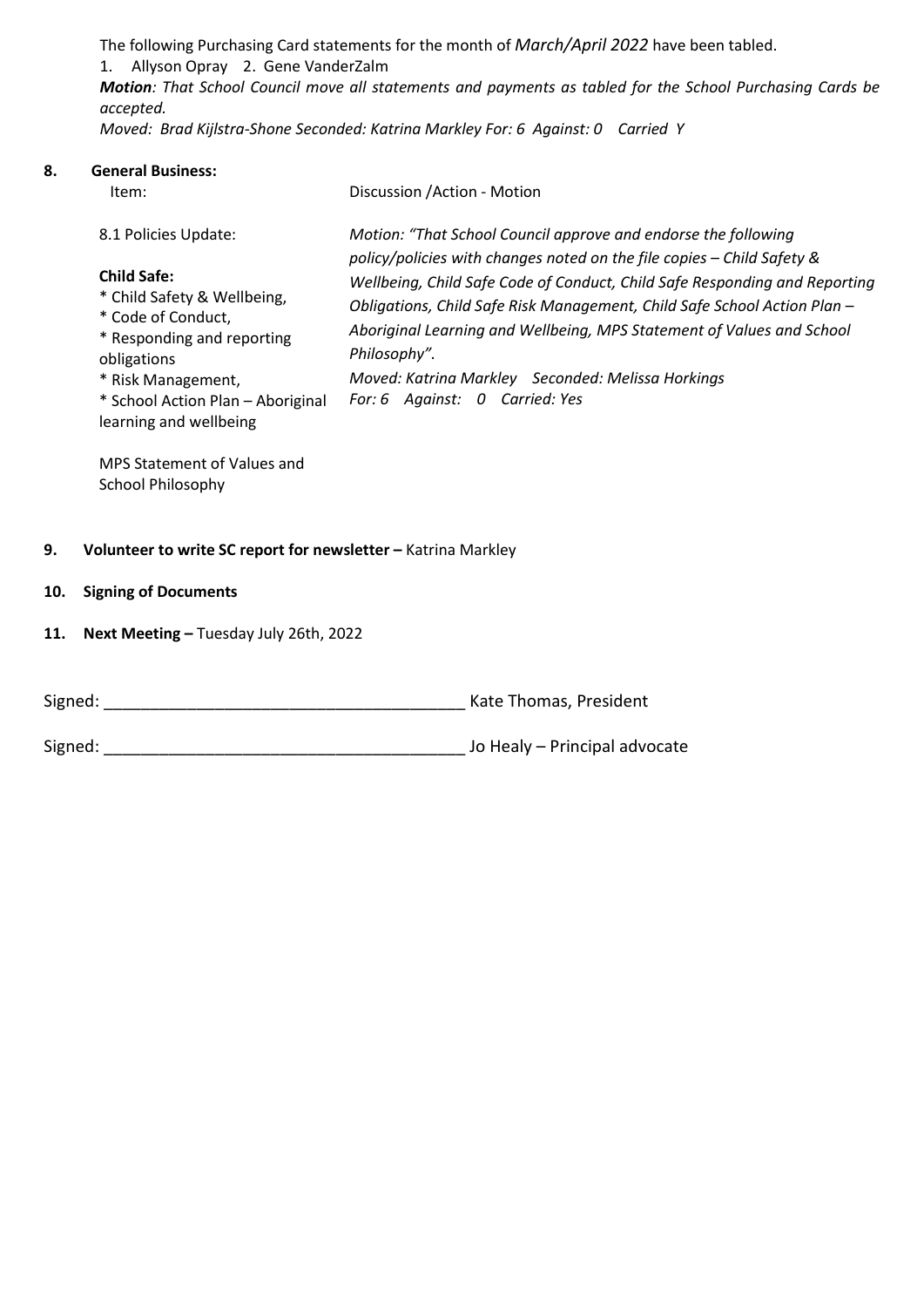The following Purchasing Card statements for the month of *March/April 2022* have been tabled.

1. Allyson Opray 2. Gene VanderZalm

***Motion****: That School Council move all statements and payments as tabled for the School Purchasing Cards be accepted.*

*Moved: Brad Kijlstra-Shone Seconded: Katrina Markley For: 6 Against: 0 Carried Y*

**8. General Business:**

| Item: | Discussion /Action - Motion |
| --- | --- |
| 8.1 Policies Update:<br><br>**Child Safe:**<br>* Child Safety & Wellbeing,<br>* Code of Conduct,<br>* Responding and reporting obligations<br>* Risk Management,<br>* School Action Plan – Aboriginal learning and wellbeing<br><br>MPS Statement of Values and School Philosophy | *Motion: "That School Council approve and endorse the following policy/policies with changes noted on the file copies – Child Safety & Wellbeing, Child Safe Code of Conduct, Child Safe Responding and Reporting Obligations, Child Safe Risk Management, Child Safe School Action Plan – Aboriginal Learning and Wellbeing, MPS Statement of Values and School Philosophy".*<br>*Moved: Katrina Markley Seconded: Melissa Horkings*<br>*For: 6 Against: 0 Carried: Yes* |

**9. Volunteer to write SC report for newsletter –** Katrina Markley

**10. Signing of Documents**

**11. Next Meeting –** Tuesday July 26th, 2022

Signed: _______________________________________ Kate Thomas, President

Signed: _______________________________________ Jo Healy – Principal advocate